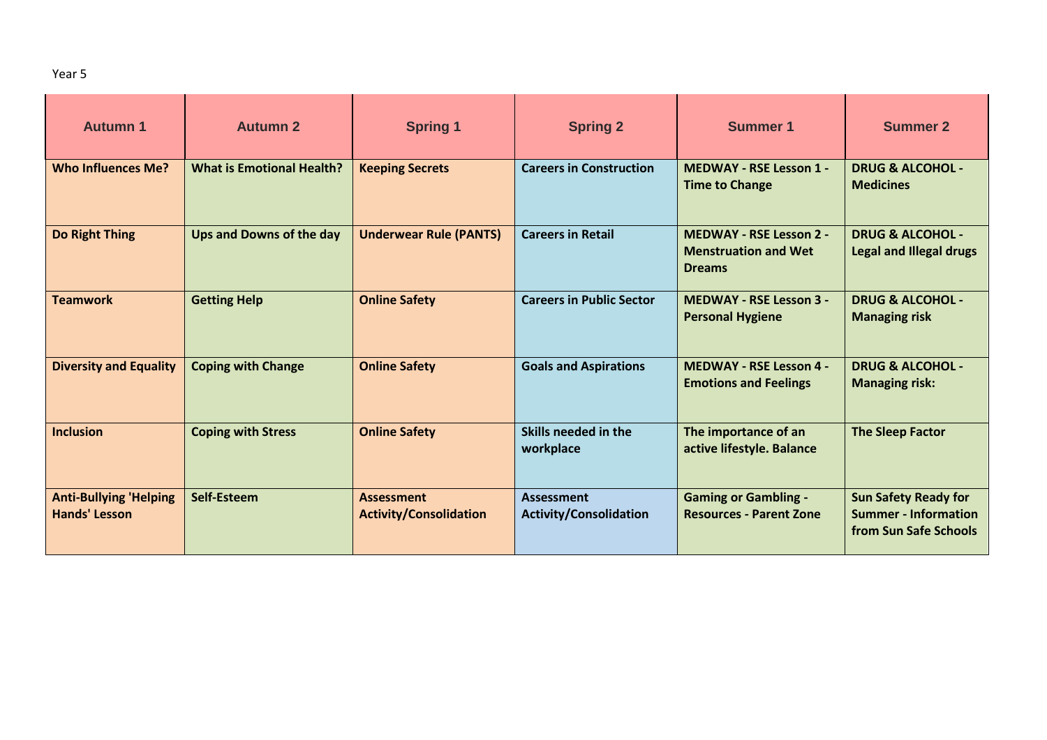Year 5

| Autumn 1 | Autumn 2 | Spring 1 | Spring 2 | Summer 1 | Summer 2 |
|---|---|---|---|---|---|
| **Who Influences Me?** | **What is Emotional Health?** | **Keeping Secrets** | **Careers in Construction** | **MEDWAY - RSE Lesson 1 - Time to Change** | **DRUG & ALCOHOL - Medicines** |
| **Do Right Thing** | **Ups and Downs of the day** | **Underwear Rule (PANTS)** | **Careers in Retail** | **MEDWAY - RSE Lesson 2 - Menstruation and Wet Dreams** | **DRUG & ALCOHOL - Legal and Illegal drugs** |
| **Teamwork** | **Getting Help** | **Online Safety** | **Careers in Public Sector** | **MEDWAY - RSE Lesson 3 - Personal Hygiene** | **DRUG & ALCOHOL - Managing risk** |
| **Diversity and Equality** | **Coping with Change** | **Online Safety** | **Goals and Aspirations** | **MEDWAY - RSE Lesson 4 - Emotions and Feelings** | **DRUG & ALCOHOL - Managing risk:** |
| **Inclusion** | **Coping with Stress** | **Online Safety** | **Skills needed in the workplace** | **The importance of an active lifestyle. Balance** | **The Sleep Factor** |
| **Anti-Bullying 'Helping Hands' Lesson** | **Self-Esteem** | **Assessment Activity/Consolidation** | **Assessment Activity/Consolidation** | **Gaming or Gambling - Resources - Parent Zone** | **Sun Safety Ready for Summer - Information from Sun Safe Schools** |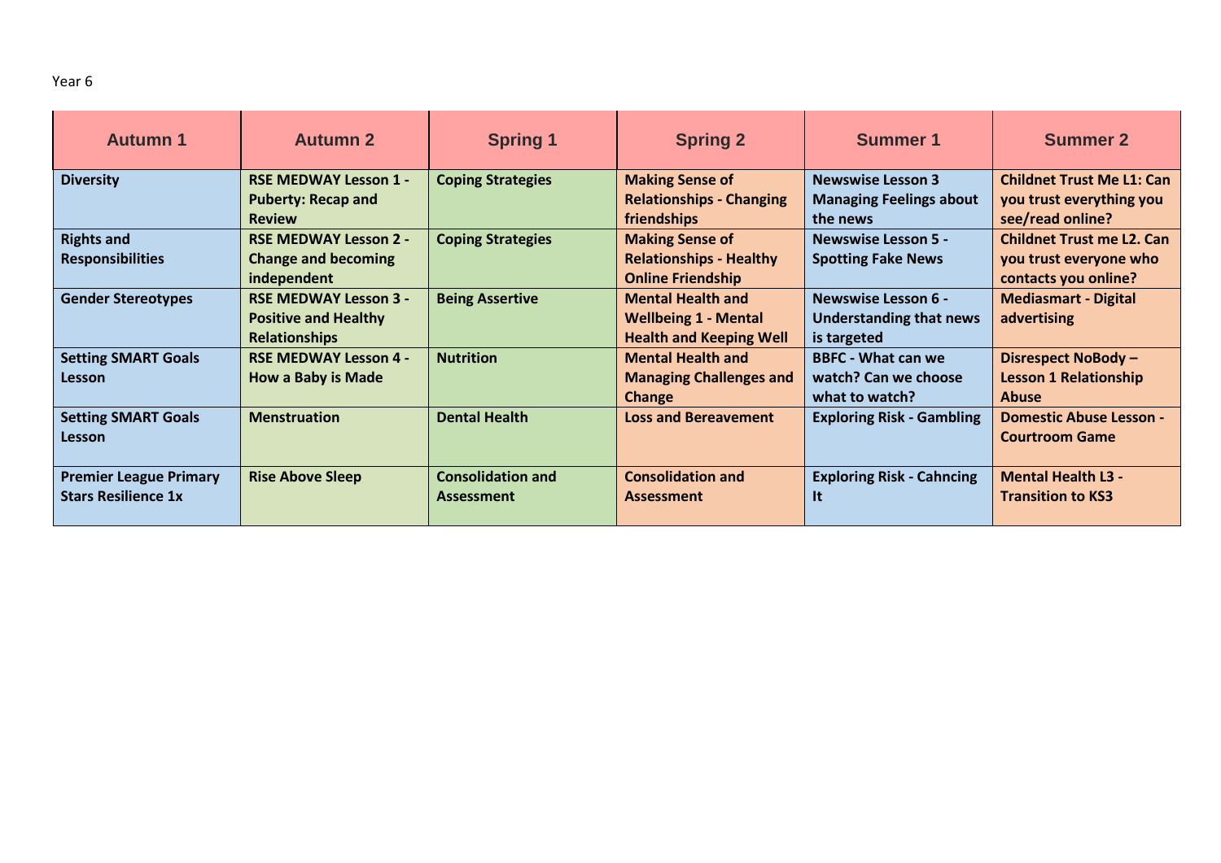Year 6

| Autumn 1 | Autumn 2 | Spring 1 | Spring 2 | Summer 1 | Summer 2 |
|---|---|---|---|---|---|
| **Diversity** | **RSE MEDWAY Lesson 1 - Puberty: Recap and Review** | **Coping Strategies** | **Making Sense of Relationships - Changing friendships** | **Newswise Lesson 3 Managing Feelings about the news** | **Childnet Trust Me L1: Can you trust everything you see/read online?** |
| **Rights and Responsibilities** | **RSE MEDWAY Lesson 2 - Change and becoming independent** | **Coping Strategies** | **Making Sense of Relationships - Healthy Online Friendship** | **Newswise Lesson 5 - Spotting Fake News** | **Childnet Trust me L2. Can you trust everyone who contacts you online?** |
| **Gender Stereotypes** | **RSE MEDWAY Lesson 3 - Positive and Healthy Relationships** | **Being Assertive** | **Mental Health and Wellbeing 1 - Mental Health and Keeping Well** | **Newswise Lesson 6 - Understanding that news is targeted** | **Mediasmart - Digital advertising** |
| **Setting SMART Goals Lesson** | **RSE MEDWAY Lesson 4 - How a Baby is Made** | **Nutrition** | **Mental Health and Managing Challenges and Change** | **BBFC - What can we watch? Can we choose what to watch?** | **Disrespect NoBody – Lesson 1 Relationship Abuse** |
| **Setting SMART Goals Lesson** | **Menstruation** | **Dental Health** | **Loss and Bereavement** | **Exploring Risk - Gambling** | **Domestic Abuse Lesson - Courtroom Game** |
| **Premier League Primary Stars Resilience 1x** | **Rise Above Sleep** | **Consolidation and Assessment** | **Consolidation and Assessment** | **Exploring Risk - Cahncing It** | **Mental Health L3 - Transition to KS3** |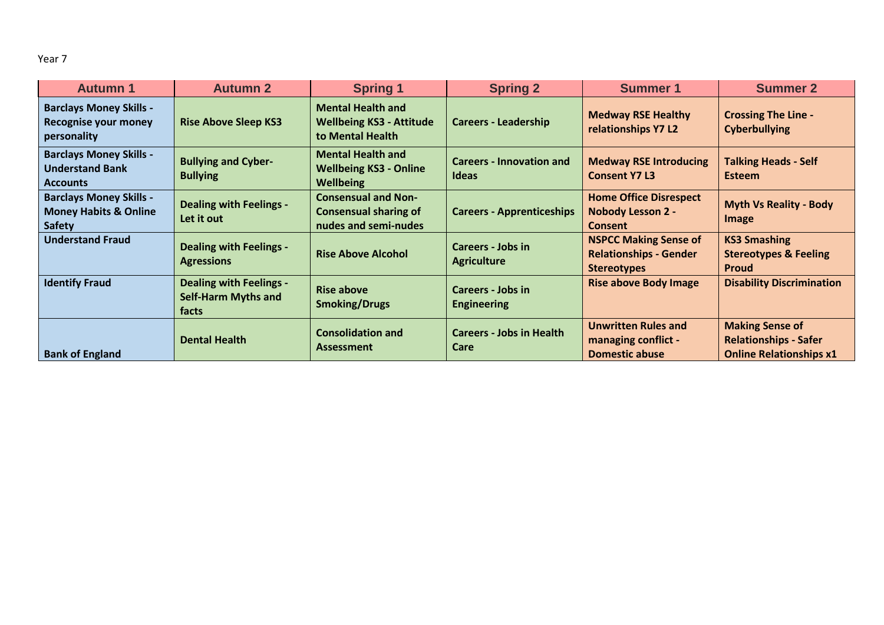Year 7

| Autumn 1 | Autumn 2 | Spring 1 | Spring 2 | Summer 1 | Summer 2 |
|---|---|---|---|---|---|
| **Barclays Money Skills - Recognise your money personality** | **Rise Above Sleep KS3** | **Mental Health and Wellbeing KS3 - Attitude to Mental Health** | **Careers - Leadership** | **Medway RSE Healthy relationships Y7 L2** | **Crossing The Line - Cyberbullying** |
| **Barclays Money Skills - Understand Bank Accounts** | **Bullying and Cyber-Bullying** | **Mental Health and Wellbeing KS3 - Online Wellbeing** | **Careers - Innovation and Ideas** | **Medway RSE Introducing Consent Y7 L3** | **Talking Heads - Self Esteem** |
| **Barclays Money Skills - Money Habits & Online Safety** | **Dealing with Feelings - Let it out** | **Consensual and Non-Consensual sharing of nudes and semi-nudes** | **Careers - Apprenticeships** | **Home Office Disrespect Nobody Lesson 2 - Consent** | **Myth Vs Reality - Body Image** |
| **Understand Fraud** | **Dealing with Feelings - Agressions** | **Rise Above Alcohol** | **Careers - Jobs in Agriculture** | **NSPCC Making Sense of Relationships - Gender Stereotypes** | **KS3 Smashing Stereotypes & Feeling Proud** |
| **Identify Fraud** | **Dealing with Feelings - Self-Harm Myths and facts** | **Rise above Smoking/Drugs** | **Careers - Jobs in Engineering** | **Rise above Body Image** | **Disability Discrimination** |
| **Bank of England** | **Dental Health** | **Consolidation and Assessment** | **Careers - Jobs in Health Care** | **Unwritten Rules and managing conflict - Domestic abuse** | **Making Sense of Relationships - Safer Online Relationships x1** |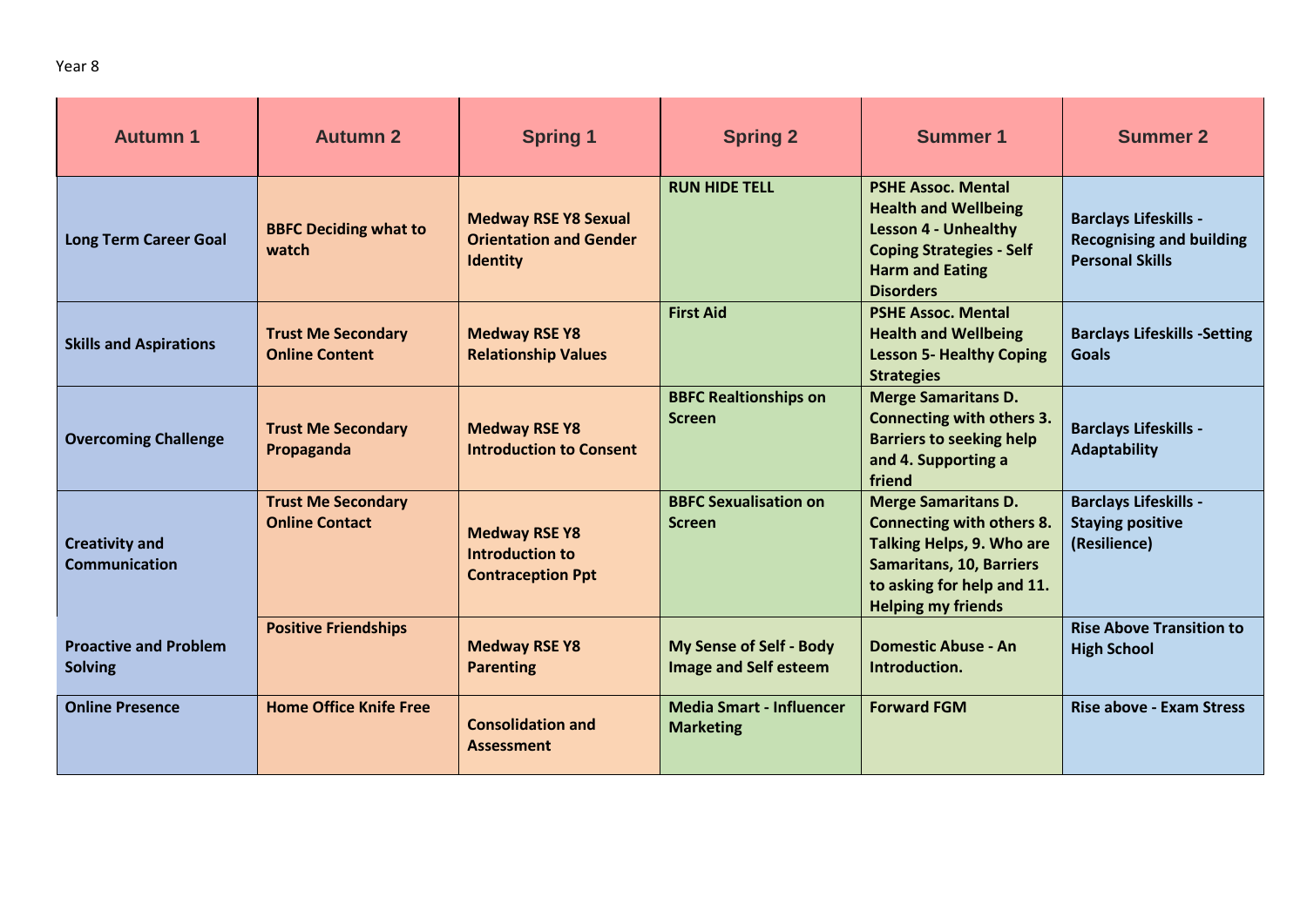Year 8

| Autumn 1 | Autumn 2 | Spring 1 | Spring 2 | Summer 1 | Summer 2 |
|---|---|---|---|---|---|
| **Long Term Career Goal** | **BBFC Deciding what to watch** | **Medway RSE Y8 Sexual Orientation and Gender Identity** | **RUN HIDE TELL** | **PSHE Assoc. Mental Health and Wellbeing Lesson 4 - Unhealthy Coping Strategies - Self Harm and Eating Disorders** | **Barclays Lifeskills - Recognising and building Personal Skills** |
| **Skills and Aspirations** | **Trust Me Secondary Online Content** | **Medway RSE Y8 Relationship Values** | **First Aid** | **PSHE Assoc. Mental Health and Wellbeing Lesson 5- Healthy Coping Strategies** | **Barclays Lifeskills -Setting Goals** |
| **Overcoming Challenge** | **Trust Me Secondary Propaganda** | **Medway RSE Y8 Introduction to Consent** | **BBFC Realtionships on Screen** | **Merge Samaritans D. Connecting with others 3. Barriers to seeking help and 4. Supporting a friend** | **Barclays Lifeskills - Adaptability** |
| **Creativity and Communication** | **Trust Me Secondary Online Contact** | **Medway RSE Y8 Introduction to Contraception Ppt** | **BBFC Sexualisation on Screen** | **Merge Samaritans D. Connecting with others 8. Talking Helps, 9. Who are Samaritans, 10, Barriers to asking for help and 11. Helping my friends** | **Barclays Lifeskills - Staying positive (Resilience)** |
| **Proactive and Problem Solving** | **Positive Friendships** | **Medway RSE Y8 Parenting** | **My Sense of Self - Body Image and Self esteem** | **Domestic Abuse - An Introduction.** | **Rise Above Transition to High School** |
| **Online Presence** | **Home Office Knife Free** | **Consolidation and Assessment** | **Media Smart - Influencer Marketing** | **Forward FGM** | **Rise above - Exam Stress** |